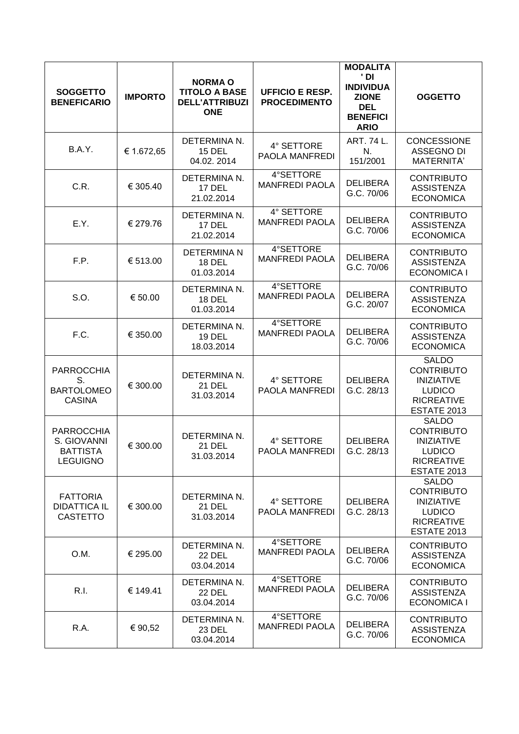| SOGGETTO BENEFICARIO | IMPORTO | NORMA O TITOLO A BASE DELL'ATTRIBUZIONE | UFFICIO E RESP. PROCEDIMENTO | MODALITA' DI INDIVIDUAZIONE DEL BENEFICIARIO | OGGETTO |
|---|---|---|---|---|---|
| B.A.Y. | € 1.672,65 | DETERMINA N. 15 DEL 04.02. 2014 | 4° SETTORE PAOLA MANFREDI | ART. 74 L. N. 151/2001 | CONCESSIONE ASSEGNO DI MATERNITA' |
| C.R. | € 305.40 | DETERMINA N. 17 DEL 21.02.2014 | 4°SETTORE MANFREDI PAOLA | DELIBERA G.C. 70/06 | CONTRIBUTO ASSISTENZA ECONOMICA |
| E.Y. | € 279.76 | DETERMINA N. 17 DEL 21.02.2014 | 4° SETTORE MANFREDI PAOLA | DELIBERA G.C. 70/06 | CONTRIBUTO ASSISTENZA ECONOMICA |
| F.P. | € 513.00 | DETERMINA N 18 DEL 01.03.2014 | 4°SETTORE MANFREDI PAOLA | DELIBERA G.C. 70/06 | CONTRIBUTO ASSISTENZA ECONOMICA I |
| S.O. | € 50.00 | DETERMINA N. 18 DEL 01.03.2014 | 4°SETTORE MANFREDI PAOLA | DELIBERA G.C. 20/07 | CONTRIBUTO ASSISTENZA ECONOMICA |
| F.C. | € 350.00 | DETERMINA N. 19 DEL 18.03.2014 | 4°SETTORE MANFREDI PAOLA | DELIBERA G.C. 70/06 | CONTRIBUTO ASSISTENZA ECONOMICA |
| PARROCCHIA S. BARTOLOMEO CASINA | € 300.00 | DETERMINA N. 21 DEL 31.03.2014 | 4° SETTORE PAOLA MANFREDI | DELIBERA G.C. 28/13 | SALDO CONTRIBUTO INIZIATIVE LUDICO RICREATIVE ESTATE 2013 |
| PARROCCHIA S. GIOVANNI BATTISTA LEGUIGNO | € 300.00 | DETERMINA N. 21 DEL 31.03.2014 | 4° SETTORE PAOLA MANFREDI | DELIBERA G.C. 28/13 | SALDO CONTRIBUTO INIZIATIVE LUDICO RICREATIVE ESTATE 2013 |
| FATTORIA DIDATTICA IL CASTETTO | € 300.00 | DETERMINA N. 21 DEL 31.03.2014 | 4° SETTORE PAOLA MANFREDI | DELIBERA G.C. 28/13 | SALDO CONTRIBUTO INIZIATIVE LUDICO RICREATIVE ESTATE 2013 |
| O.M. | € 295.00 | DETERMINA N. 22 DEL 03.04.2014 | 4°SETTORE MANFREDI PAOLA | DELIBERA G.C. 70/06 | CONTRIBUTO ASSISTENZA ECONOMICA |
| R.I. | € 149.41 | DETERMINA N. 22 DEL 03.04.2014 | 4°SETTORE MANFREDI PAOLA | DELIBERA G.C. 70/06 | CONTRIBUTO ASSISTENZA ECONOMICA I |
| R.A. | € 90,52 | DETERMINA N. 23 DEL 03.04.2014 | 4°SETTORE MANFREDI PAOLA | DELIBERA G.C. 70/06 | CONTRIBUTO ASSISTENZA ECONOMICA |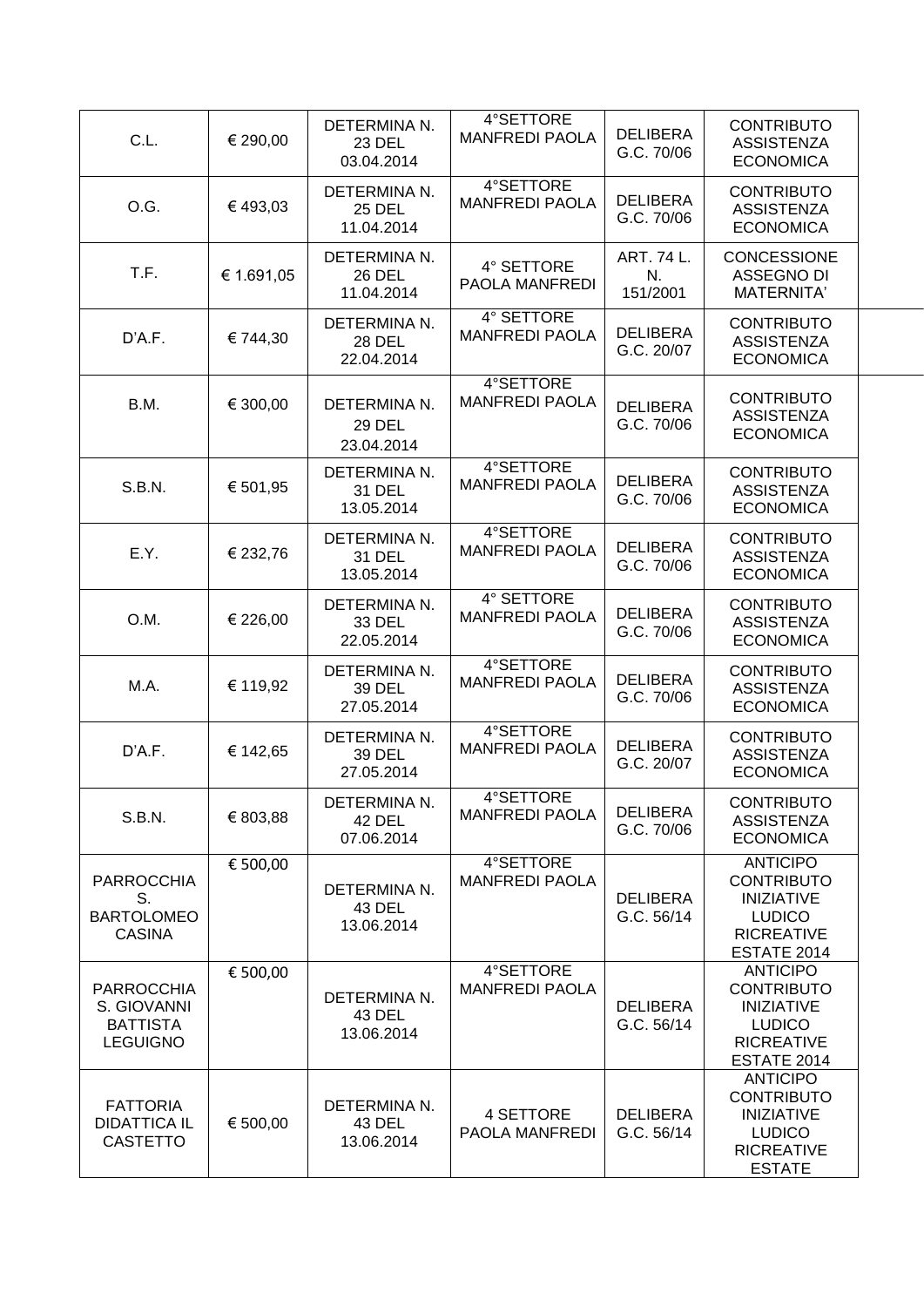| C.L. | € 290,00 | DETERMINA N. 23 DEL 03.04.2014 | 4°SETTORE MANFREDI PAOLA | DELIBERA G.C. 70/06 | CONTRIBUTO ASSISTENZA ECONOMICA |
|---|---|---|---|---|---|
| O.G. | € 493,03 | DETERMINA N. 25 DEL 11.04.2014 | 4°SETTORE MANFREDI PAOLA | DELIBERA G.C. 70/06 | CONTRIBUTO ASSISTENZA ECONOMICA |
| T.F. | € 1.691,05 | DETERMINA N. 26 DEL 11.04.2014 | 4° SETTORE PAOLA MANFREDI | ART. 74 L. N. 151/2001 | CONCESSIONE ASSEGNO DI MATERNITA' |
| D'A.F. | € 744,30 | DETERMINA N. 28 DEL 22.04.2014 | 4° SETTORE MANFREDI PAOLA | DELIBERA G.C. 20/07 | CONTRIBUTO ASSISTENZA ECONOMICA |
| B.M. | € 300,00 | DETERMINA N. 29 DEL 23.04.2014 | 4°SETTORE MANFREDI PAOLA | DELIBERA G.C. 70/06 | CONTRIBUTO ASSISTENZA ECONOMICA |
| S.B.N. | € 501,95 | DETERMINA N. 31 DEL 13.05.2014 | 4°SETTORE MANFREDI PAOLA | DELIBERA G.C. 70/06 | CONTRIBUTO ASSISTENZA ECONOMICA |
| E.Y. | € 232,76 | DETERMINA N. 31 DEL 13.05.2014 | 4°SETTORE MANFREDI PAOLA | DELIBERA G.C. 70/06 | CONTRIBUTO ASSISTENZA ECONOMICA |
| O.M. | € 226,00 | DETERMINA N. 33 DEL 22.05.2014 | 4° SETTORE MANFREDI PAOLA | DELIBERA G.C. 70/06 | CONTRIBUTO ASSISTENZA ECONOMICA |
| M.A. | € 119,92 | DETERMINA N. 39 DEL 27.05.2014 | 4°SETTORE MANFREDI PAOLA | DELIBERA G.C. 70/06 | CONTRIBUTO ASSISTENZA ECONOMICA |
| D'A.F. | € 142,65 | DETERMINA N. 39 DEL 27.05.2014 | 4°SETTORE MANFREDI PAOLA | DELIBERA G.C. 20/07 | CONTRIBUTO ASSISTENZA ECONOMICA |
| S.B.N. | € 803,88 | DETERMINA N. 42 DEL 07.06.2014 | 4°SETTORE MANFREDI PAOLA | DELIBERA G.C. 70/06 | CONTRIBUTO ASSISTENZA ECONOMICA |
| PARROCCHIA S. BARTOLOMEO CASINA | € 500,00 | DETERMINA N. 43 DEL 13.06.2014 | 4°SETTORE MANFREDI PAOLA | DELIBERA G.C. 56/14 | ANTICIPO CONTRIBUTO INIZIATIVE LUDICO RICREATIVE ESTATE 2014 |
| PARROCCHIA S. GIOVANNI BATTISTA LEGUIGNO | € 500,00 | DETERMINA N. 43 DEL 13.06.2014 | 4°SETTORE MANFREDI PAOLA | DELIBERA G.C. 56/14 | ANTICIPO CONTRIBUTO INIZIATIVE LUDICO RICREATIVE ESTATE 2014 |
| FATTORIA DIDATTICA IL CASTETTO | € 500,00 | DETERMINA N. 43 DEL 13.06.2014 | 4 SETTORE PAOLA MANFREDI | DELIBERA G.C. 56/14 | ANTICIPO CONTRIBUTO INIZIATIVE LUDICO RICREATIVE ESTATE |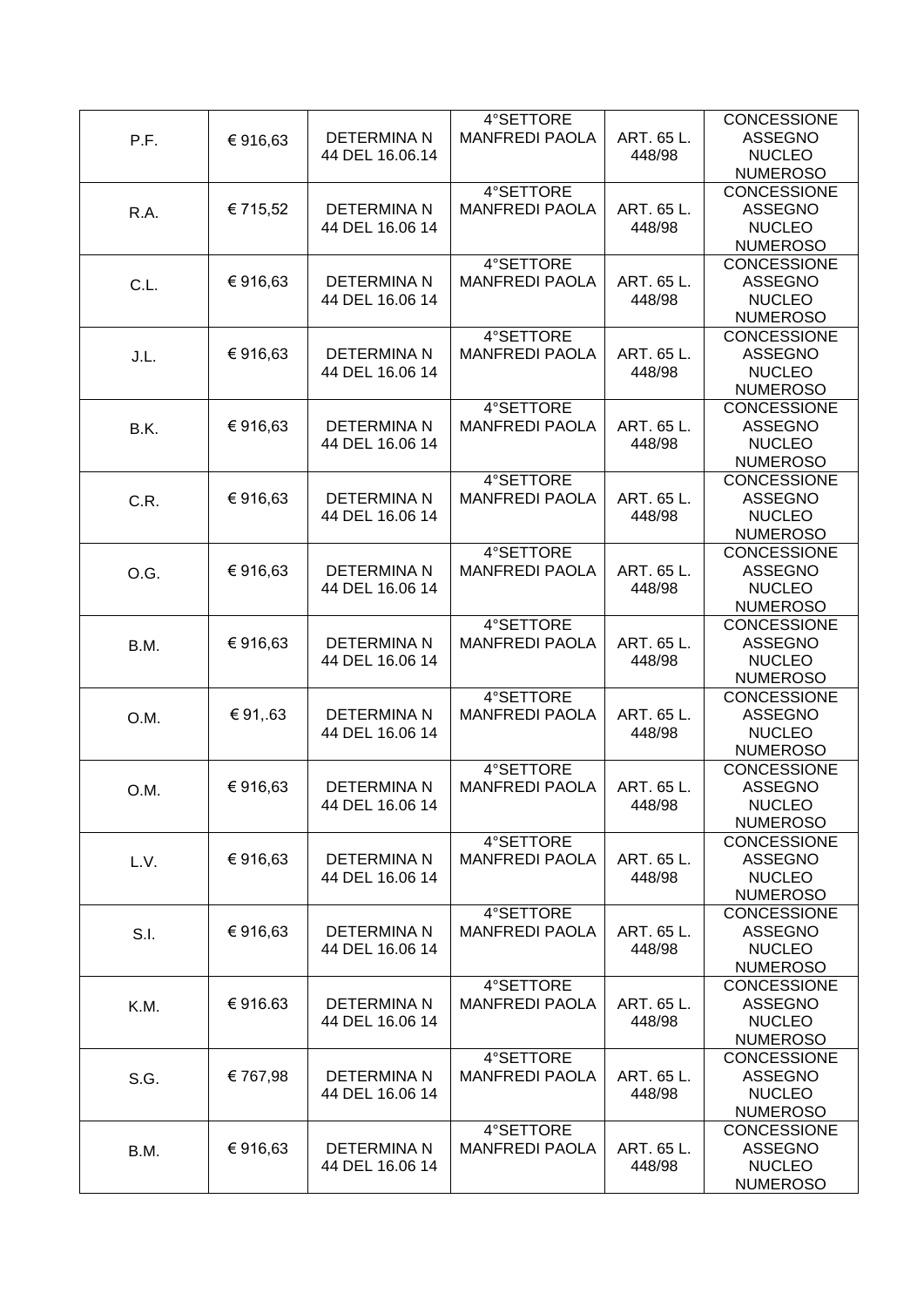| | | | | | |
|---|---|---|---|---|---|
| P.F. | € 916,63 | DETERMINA N 44 DEL 16.06.14 | 4°SETTORE MANFREDI PAOLA | ART. 65 L. 448/98 | CONCESSIONE ASSEGNO NUCLEO NUMEROSO |
| R.A. | € 715,52 | DETERMINA N 44 DEL 16.06 14 | 4°SETTORE MANFREDI PAOLA | ART. 65 L. 448/98 | CONCESSIONE ASSEGNO NUCLEO NUMEROSO |
| C.L. | € 916,63 | DETERMINA N 44 DEL 16.06 14 | 4°SETTORE MANFREDI PAOLA | ART. 65 L. 448/98 | CONCESSIONE ASSEGNO NUCLEO NUMEROSO |
| J.L. | € 916,63 | DETERMINA N 44 DEL 16.06 14 | 4°SETTORE MANFREDI PAOLA | ART. 65 L. 448/98 | CONCESSIONE ASSEGNO NUCLEO NUMEROSO |
| B.K. | € 916,63 | DETERMINA N 44 DEL 16.06 14 | 4°SETTORE MANFREDI PAOLA | ART. 65 L. 448/98 | CONCESSIONE ASSEGNO NUCLEO NUMEROSO |
| C.R. | € 916,63 | DETERMINA N 44 DEL 16.06 14 | 4°SETTORE MANFREDI PAOLA | ART. 65 L. 448/98 | CONCESSIONE ASSEGNO NUCLEO NUMEROSO |
| O.G. | € 916,63 | DETERMINA N 44 DEL 16.06 14 | 4°SETTORE MANFREDI PAOLA | ART. 65 L. 448/98 | CONCESSIONE ASSEGNO NUCLEO NUMEROSO |
| B.M. | € 916,63 | DETERMINA N 44 DEL 16.06 14 | 4°SETTORE MANFREDI PAOLA | ART. 65 L. 448/98 | CONCESSIONE ASSEGNO NUCLEO NUMEROSO |
| O.M. | € 91,.63 | DETERMINA N 44 DEL 16.06 14 | 4°SETTORE MANFREDI PAOLA | ART. 65 L. 448/98 | CONCESSIONE ASSEGNO NUCLEO NUMEROSO |
| O.M. | € 916,63 | DETERMINA N 44 DEL 16.06 14 | 4°SETTORE MANFREDI PAOLA | ART. 65 L. 448/98 | CONCESSIONE ASSEGNO NUCLEO NUMEROSO |
| L.V. | € 916,63 | DETERMINA N 44 DEL 16.06 14 | 4°SETTORE MANFREDI PAOLA | ART. 65 L. 448/98 | CONCESSIONE ASSEGNO NUCLEO NUMEROSO |
| S.I. | € 916,63 | DETERMINA N 44 DEL 16.06 14 | 4°SETTORE MANFREDI PAOLA | ART. 65 L. 448/98 | CONCESSIONE ASSEGNO NUCLEO NUMEROSO |
| K.M. | € 916.63 | DETERMINA N 44 DEL 16.06 14 | 4°SETTORE MANFREDI PAOLA | ART. 65 L. 448/98 | CONCESSIONE ASSEGNO NUCLEO NUMEROSO |
| S.G. | € 767,98 | DETERMINA N 44 DEL 16.06 14 | 4°SETTORE MANFREDI PAOLA | ART. 65 L. 448/98 | CONCESSIONE ASSEGNO NUCLEO NUMEROSO |
| B.M. | € 916,63 | DETERMINA N 44 DEL 16.06 14 | 4°SETTORE MANFREDI PAOLA | ART. 65 L. 448/98 | CONCESSIONE ASSEGNO NUCLEO NUMEROSO |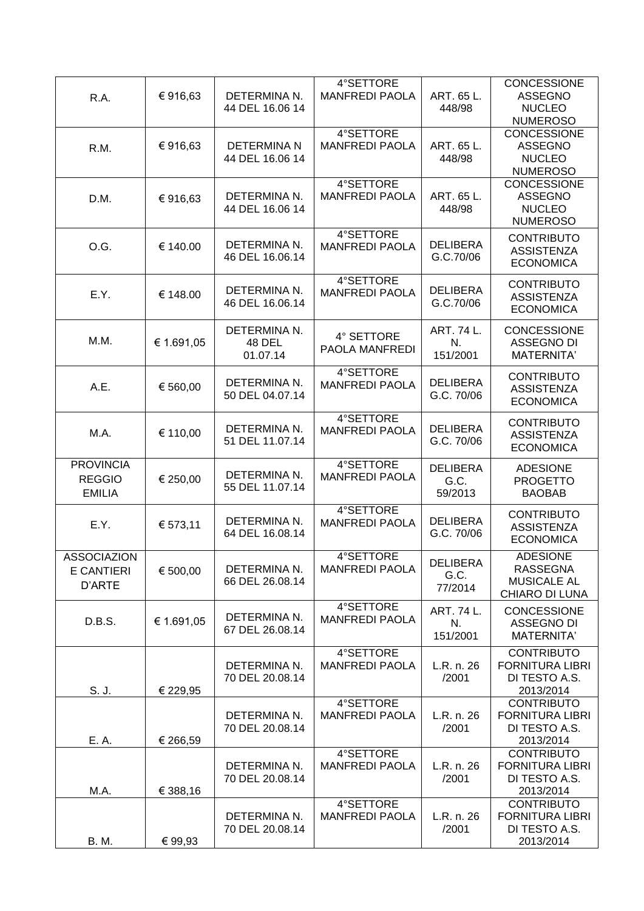| R.A. | € 916,63 | DETERMINA N. 44 DEL 16.06 14 | 4°SETTORE MANFREDI PAOLA | ART. 65 L. 448/98 | CONCESSIONE ASSEGNO NUCLEO NUMEROSO |
|---|---|---|---|---|---|
| R.M. | € 916,63 | DETERMINA N 44 DEL 16.06 14 | 4°SETTORE MANFREDI PAOLA | ART. 65 L. 448/98 | CONCESSIONE ASSEGNO NUCLEO NUMEROSO |
| D.M. | € 916,63 | DETERMINA N. 44 DEL 16.06 14 | 4°SETTORE MANFREDI PAOLA | ART. 65 L. 448/98 | CONCESSIONE ASSEGNO NUCLEO NUMEROSO |
| O.G. | € 140.00 | DETERMINA N. 46 DEL 16.06.14 | 4°SETTORE MANFREDI PAOLA | DELIBERA G.C.70/06 | CONTRIBUTO ASSISTENZA ECONOMICA |
| E.Y. | € 148.00 | DETERMINA N. 46 DEL 16.06.14 | 4°SETTORE MANFREDI PAOLA | DELIBERA G.C.70/06 | CONTRIBUTO ASSISTENZA ECONOMICA |
| M.M. | € 1.691,05 | DETERMINA N. 48 DEL 01.07.14 | 4° SETTORE PAOLA MANFREDI | ART. 74 L. N. 151/2001 | CONCESSIONE ASSEGNO DI MATERNITA' |
| A.E. | € 560,00 | DETERMINA N. 50 DEL 04.07.14 | 4°SETTORE MANFREDI PAOLA | DELIBERA G.C. 70/06 | CONTRIBUTO ASSISTENZA ECONOMICA |
| M.A. | € 110,00 | DETERMINA N. 51 DEL 11.07.14 | 4°SETTORE MANFREDI PAOLA | DELIBERA G.C. 70/06 | CONTRIBUTO ASSISTENZA ECONOMICA |
| PROVINCIA REGGIO EMILIA | € 250,00 | DETERMINA N. 55 DEL 11.07.14 | 4°SETTORE MANFREDI PAOLA | DELIBERA G.C. 59/2013 | ADESIONE PROGETTO BAOBAB |
| E.Y. | € 573,11 | DETERMINA N. 64 DEL 16.08.14 | 4°SETTORE MANFREDI PAOLA | DELIBERA G.C. 70/06 | CONTRIBUTO ASSISTENZA ECONOMICA |
| ASSOCIAZIONE CANTIERI D'ARTE | € 500,00 | DETERMINA N. 66 DEL 26.08.14 | 4°SETTORE MANFREDI PAOLA | DELIBERA G.C. 77/2014 | ADESIONE RASSEGNA MUSICALE AL CHIARO DI LUNA |
| D.B.S. | € 1.691,05 | DETERMINA N. 67 DEL 26.08.14 | 4°SETTORE MANFREDI PAOLA | ART. 74 L. N. 151/2001 | CONCESSIONE ASSEGNO DI MATERNITA' |
| S. J. | € 229,95 | DETERMINA N. 70 DEL 20.08.14 | 4°SETTORE MANFREDI PAOLA | L.R. n. 26 /2001 | CONTRIBUTO FORNITURA LIBRI DI TESTO A.S. 2013/2014 |
| E. A. | € 266,59 | DETERMINA N. 70 DEL 20.08.14 | 4°SETTORE MANFREDI PAOLA | L.R. n. 26 /2001 | CONTRIBUTO FORNITURA LIBRI DI TESTO A.S. 2013/2014 |
| M.A. | € 388,16 | DETERMINA N. 70 DEL 20.08.14 | 4°SETTORE MANFREDI PAOLA | L.R. n. 26 /2001 | CONTRIBUTO FORNITURA LIBRI DI TESTO A.S. 2013/2014 |
| B. M. | € 99,93 | DETERMINA N. 70 DEL 20.08.14 | 4°SETTORE MANFREDI PAOLA | L.R. n. 26 /2001 | CONTRIBUTO FORNITURA LIBRI DI TESTO A.S. 2013/2014 |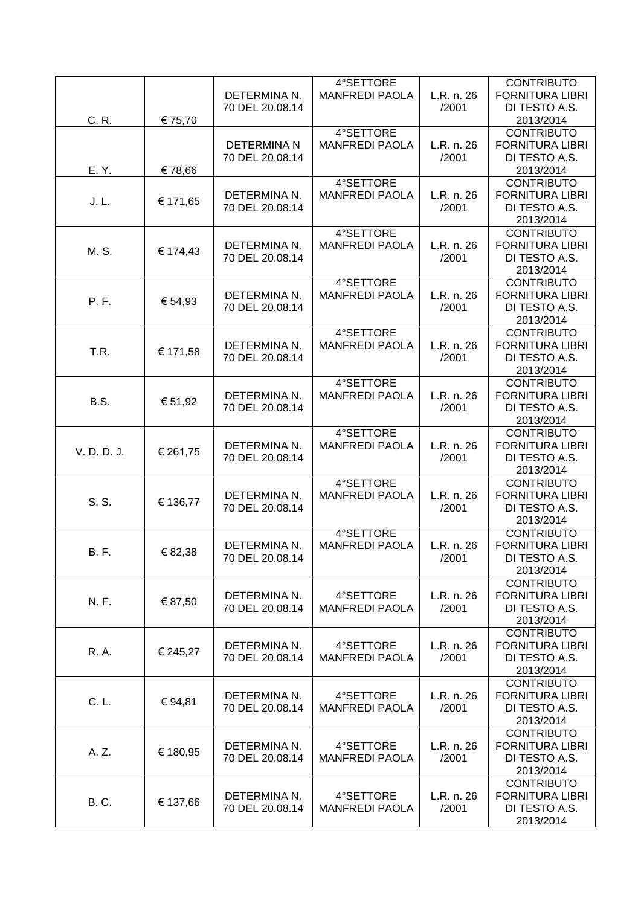| | | | | | |
|---|---|---|---|---|---|
| C. R. | € 75,70 | DETERMINA N. 70 DEL 20.08.14 | 4°SETTORE MANFREDI PAOLA | L.R. n. 26 /2001 | CONTRIBUTO FORNITURA LIBRI DI TESTO A.S. 2013/2014 |
| E. Y. | € 78,66 | DETERMINA N 70 DEL 20.08.14 | 4°SETTORE MANFREDI PAOLA | L.R. n. 26 /2001 | CONTRIBUTO FORNITURA LIBRI DI TESTO A.S. 2013/2014 |
| J. L. | € 171,65 | DETERMINA N. 70 DEL 20.08.14 | 4°SETTORE MANFREDI PAOLA | L.R. n. 26 /2001 | CONTRIBUTO FORNITURA LIBRI DI TESTO A.S. 2013/2014 |
| M. S. | € 174,43 | DETERMINA N. 70 DEL 20.08.14 | 4°SETTORE MANFREDI PAOLA | L.R. n. 26 /2001 | CONTRIBUTO FORNITURA LIBRI DI TESTO A.S. 2013/2014 |
| P. F. | € 54,93 | DETERMINA N. 70 DEL 20.08.14 | 4°SETTORE MANFREDI PAOLA | L.R. n. 26 /2001 | CONTRIBUTO FORNITURA LIBRI DI TESTO A.S. 2013/2014 |
| T.R. | € 171,58 | DETERMINA N. 70 DEL 20.08.14 | 4°SETTORE MANFREDI PAOLA | L.R. n. 26 /2001 | CONTRIBUTO FORNITURA LIBRI DI TESTO A.S. 2013/2014 |
| B.S. | € 51,92 | DETERMINA N. 70 DEL 20.08.14 | 4°SETTORE MANFREDI PAOLA | L.R. n. 26 /2001 | CONTRIBUTO FORNITURA LIBRI DI TESTO A.S. 2013/2014 |
| V. D. D. J. | € 261,75 | DETERMINA N. 70 DEL 20.08.14 | 4°SETTORE MANFREDI PAOLA | L.R. n. 26 /2001 | CONTRIBUTO FORNITURA LIBRI DI TESTO A.S. 2013/2014 |
| S. S. | € 136,77 | DETERMINA N. 70 DEL 20.08.14 | 4°SETTORE MANFREDI PAOLA | L.R. n. 26 /2001 | CONTRIBUTO FORNITURA LIBRI DI TESTO A.S. 2013/2014 |
| B. F. | € 82,38 | DETERMINA N. 70 DEL 20.08.14 | 4°SETTORE MANFREDI PAOLA | L.R. n. 26 /2001 | CONTRIBUTO FORNITURA LIBRI DI TESTO A.S. 2013/2014 |
| N. F. | € 87,50 | DETERMINA N. 70 DEL 20.08.14 | 4°SETTORE MANFREDI PAOLA | L.R. n. 26 /2001 | CONTRIBUTO FORNITURA LIBRI DI TESTO A.S. 2013/2014 |
| R. A. | € 245,27 | DETERMINA N. 70 DEL 20.08.14 | 4°SETTORE MANFREDI PAOLA | L.R. n. 26 /2001 | CONTRIBUTO FORNITURA LIBRI DI TESTO A.S. 2013/2014 |
| C. L. | € 94,81 | DETERMINA N. 70 DEL 20.08.14 | 4°SETTORE MANFREDI PAOLA | L.R. n. 26 /2001 | CONTRIBUTO FORNITURA LIBRI DI TESTO A.S. 2013/2014 |
| A. Z. | € 180,95 | DETERMINA N. 70 DEL 20.08.14 | 4°SETTORE MANFREDI PAOLA | L.R. n. 26 /2001 | CONTRIBUTO FORNITURA LIBRI DI TESTO A.S. 2013/2014 |
| B. C. | € 137,66 | DETERMINA N. 70 DEL 20.08.14 | 4°SETTORE MANFREDI PAOLA | L.R. n. 26 /2001 | CONTRIBUTO FORNITURA LIBRI DI TESTO A.S. 2013/2014 |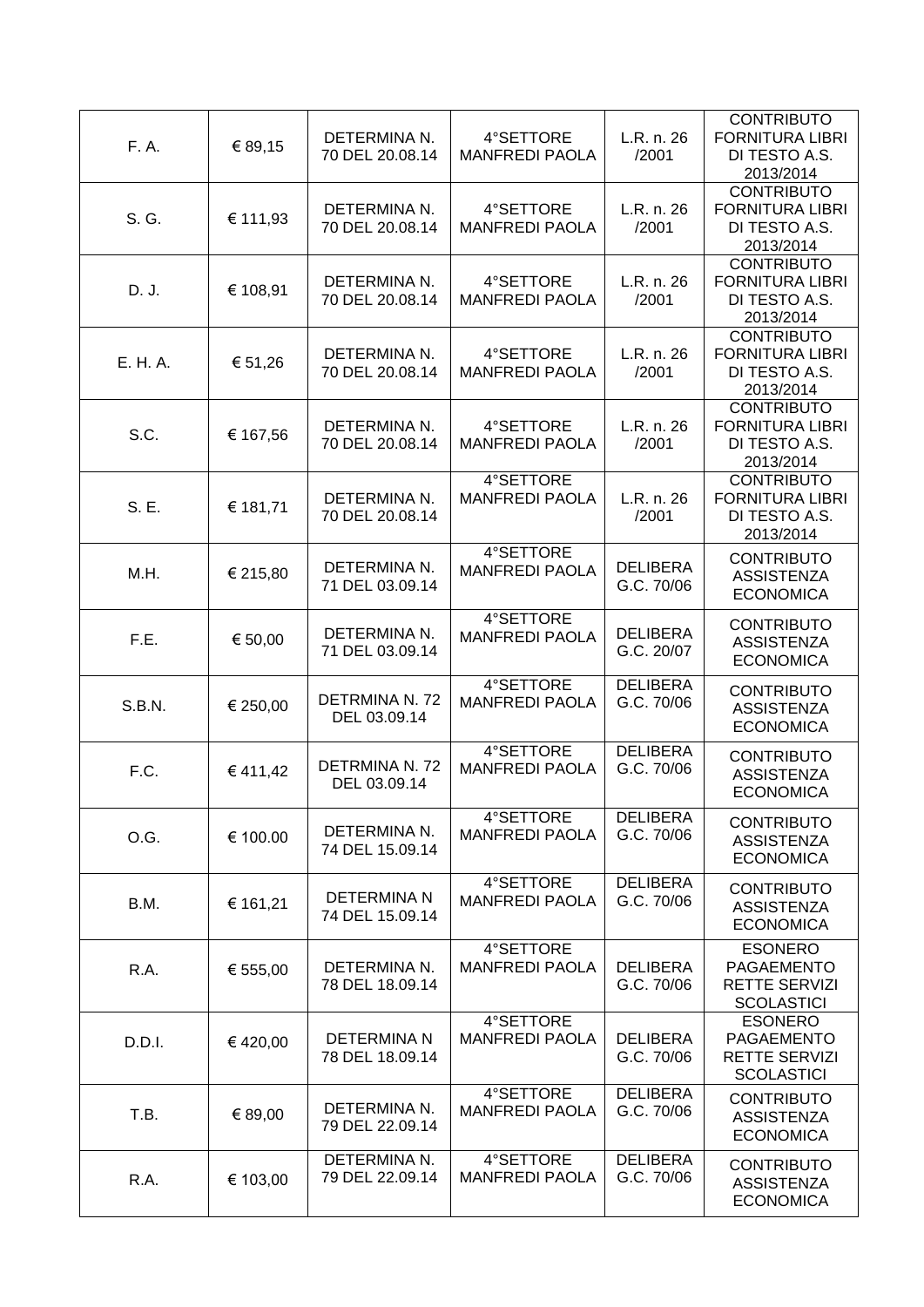| | | | | | |
|---|---|---|---|---|---|
| F. A. | € 89,15 | DETERMINA N. 70 DEL 20.08.14 | 4°SETTORE MANFREDI PAOLA | L.R. n. 26 /2001 | CONTRIBUTO FORNITURA LIBRI DI TESTO A.S. 2013/2014 |
| S. G. | € 111,93 | DETERMINA N. 70 DEL 20.08.14 | 4°SETTORE MANFREDI PAOLA | L.R. n. 26 /2001 | CONTRIBUTO FORNITURA LIBRI DI TESTO A.S. 2013/2014 |
| D. J. | € 108,91 | DETERMINA N. 70 DEL 20.08.14 | 4°SETTORE MANFREDI PAOLA | L.R. n. 26 /2001 | CONTRIBUTO FORNITURA LIBRI DI TESTO A.S. 2013/2014 |
| E. H. A. | € 51,26 | DETERMINA N. 70 DEL 20.08.14 | 4°SETTORE MANFREDI PAOLA | L.R. n. 26 /2001 | CONTRIBUTO FORNITURA LIBRI DI TESTO A.S. 2013/2014 |
| S.C. | € 167,56 | DETERMINA N. 70 DEL 20.08.14 | 4°SETTORE MANFREDI PAOLA | L.R. n. 26 /2001 | CONTRIBUTO FORNITURA LIBRI DI TESTO A.S. 2013/2014 |
| S. E. | € 181,71 | DETERMINA N. 70 DEL 20.08.14 | 4°SETTORE MANFREDI PAOLA | L.R. n. 26 /2001 | CONTRIBUTO FORNITURA LIBRI DI TESTO A.S. 2013/2014 |
| M.H. | € 215,80 | DETERMINA N. 71 DEL 03.09.14 | 4°SETTORE MANFREDI PAOLA | DELIBERA G.C. 70/06 | CONTRIBUTO ASSISTENZA ECONOMICA |
| F.E. | € 50,00 | DETERMINA N. 71 DEL 03.09.14 | 4°SETTORE MANFREDI PAOLA | DELIBERA G.C. 20/07 | CONTRIBUTO ASSISTENZA ECONOMICA |
| S.B.N. | € 250,00 | DETRMINA N. 72 DEL 03.09.14 | 4°SETTORE MANFREDI PAOLA | DELIBERA G.C. 70/06 | CONTRIBUTO ASSISTENZA ECONOMICA |
| F.C. | € 411,42 | DETRMINA N. 72 DEL 03.09.14 | 4°SETTORE MANFREDI PAOLA | DELIBERA G.C. 70/06 | CONTRIBUTO ASSISTENZA ECONOMICA |
| O.G. | € 100.00 | DETERMINA N. 74 DEL 15.09.14 | 4°SETTORE MANFREDI PAOLA | DELIBERA G.C. 70/06 | CONTRIBUTO ASSISTENZA ECONOMICA |
| B.M. | € 161,21 | DETERMINA N 74 DEL 15.09.14 | 4°SETTORE MANFREDI PAOLA | DELIBERA G.C. 70/06 | CONTRIBUTO ASSISTENZA ECONOMICA |
| R.A. | € 555,00 | DETERMINA N. 78 DEL 18.09.14 | 4°SETTORE MANFREDI PAOLA | DELIBERA G.C. 70/06 | ESONERO PAGAEMENTO RETTE SERVIZI SCOLASTICI |
| D.D.I. | € 420,00 | DETERMINA N 78 DEL 18.09.14 | 4°SETTORE MANFREDI PAOLA | DELIBERA G.C. 70/06 | ESONERO PAGAEMENTO RETTE SERVIZI SCOLASTICI |
| T.B. | € 89,00 | DETERMINA N. 79 DEL 22.09.14 | 4°SETTORE MANFREDI PAOLA | DELIBERA G.C. 70/06 | CONTRIBUTO ASSISTENZA ECONOMICA |
| R.A. | € 103,00 | DETERMINA N. 79 DEL 22.09.14 | 4°SETTORE MANFREDI PAOLA | DELIBERA G.C. 70/06 | CONTRIBUTO ASSISTENZA ECONOMICA |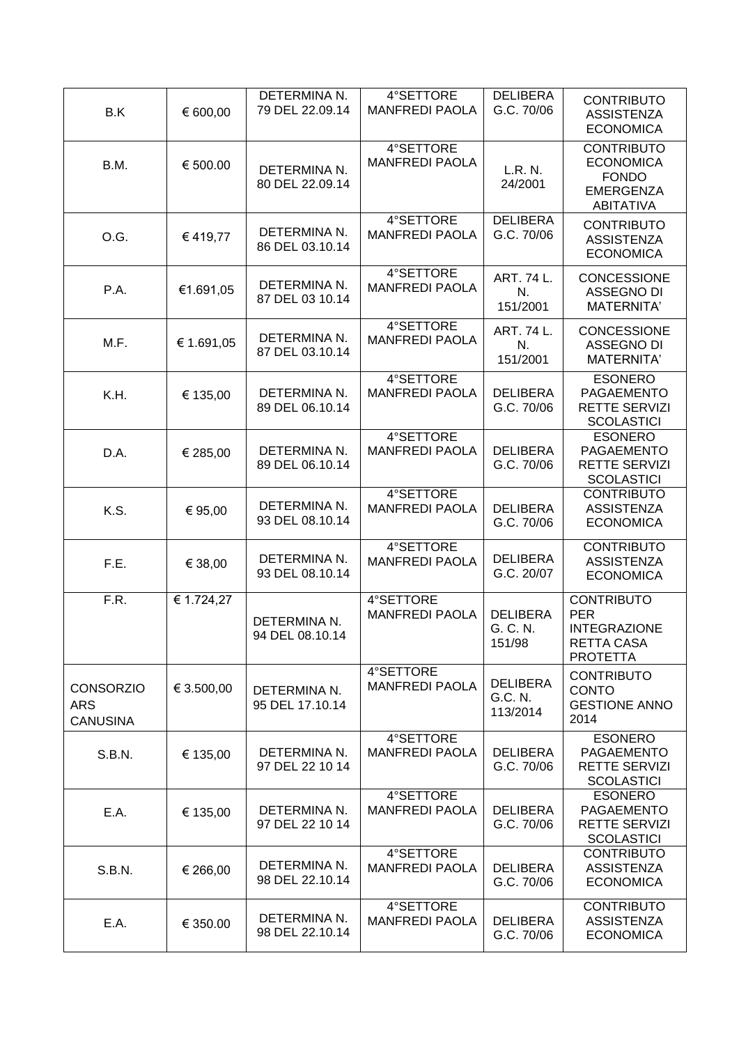| | | | | | |
|---|---|---|---|---|---|
| B.K | € 600,00 | DETERMINA N. 79 DEL 22.09.14 | 4°SETTORE MANFREDI PAOLA | DELIBERA G.C. 70/06 | CONTRIBUTO ASSISTENZA ECONOMICA |
| B.M. | € 500.00 | DETERMINA N. 80 DEL 22.09.14 | 4°SETTORE MANFREDI PAOLA | L.R. N. 24/2001 | CONTRIBUTO ECONOMICA FONDO EMERGENZA ABITATIVA |
| O.G. | € 419,77 | DETERMINA N. 86 DEL 03.10.14 | 4°SETTORE MANFREDI PAOLA | DELIBERA G.C. 70/06 | CONTRIBUTO ASSISTENZA ECONOMICA |
| P.A. | €1.691,05 | DETERMINA N. 87 DEL 03 10.14 | 4°SETTORE MANFREDI PAOLA | ART. 74 L. N. 151/2001 | CONCESSIONE ASSEGNO DI MATERNITA' |
| M.F. | € 1.691,05 | DETERMINA N. 87 DEL 03.10.14 | 4°SETTORE MANFREDI PAOLA | ART. 74 L. N. 151/2001 | CONCESSIONE ASSEGNO DI MATERNITA' |
| K.H. | € 135,00 | DETERMINA N. 89 DEL 06.10.14 | 4°SETTORE MANFREDI PAOLA | DELIBERA G.C. 70/06 | ESONERO PAGAEMENTO RETTE SERVIZI SCOLASTICI |
| D.A. | € 285,00 | DETERMINA N. 89 DEL 06.10.14 | 4°SETTORE MANFREDI PAOLA | DELIBERA G.C. 70/06 | ESONERO PAGAEMENTO RETTE SERVIZI SCOLASTICI |
| K.S. | € 95,00 | DETERMINA N. 93 DEL 08.10.14 | 4°SETTORE MANFREDI PAOLA | DELIBERA G.C. 70/06 | CONTRIBUTO ASSISTENZA ECONOMICA |
| F.E. | € 38,00 | DETERMINA N. 93 DEL 08.10.14 | 4°SETTORE MANFREDI PAOLA | DELIBERA G.C. 20/07 | CONTRIBUTO ASSISTENZA ECONOMICA |
| F.R. | € 1.724,27 | DETERMINA N. 94 DEL 08.10.14 | 4°SETTORE MANFREDI PAOLA | DELIBERA G. C. N. 151/98 | CONTRIBUTO PER INTEGRAZIONE RETTA CASA PROTETTA |
| CONSORZIO ARS CANUSINA | € 3.500,00 | DETERMINA N. 95 DEL 17.10.14 | 4°SETTORE MANFREDI PAOLA | DELIBERA G.C. N. 113/2014 | CONTRIBUTO CONTO GESTIONE ANNO 2014 |
| S.B.N. | € 135,00 | DETERMINA N. 97 DEL 22 10 14 | 4°SETTORE MANFREDI PAOLA | DELIBERA G.C. 70/06 | ESONERO PAGAEMENTO RETTE SERVIZI SCOLASTICI |
| E.A. | € 135,00 | DETERMINA N. 97 DEL 22 10 14 | 4°SETTORE MANFREDI PAOLA | DELIBERA G.C. 70/06 | ESONERO PAGAEMENTO RETTE SERVIZI SCOLASTICI |
| S.B.N. | € 266,00 | DETERMINA N. 98 DEL 22.10.14 | 4°SETTORE MANFREDI PAOLA | DELIBERA G.C. 70/06 | CONTRIBUTO ASSISTENZA ECONOMICA |
| E.A. | € 350.00 | DETERMINA N. 98 DEL 22.10.14 | 4°SETTORE MANFREDI PAOLA | DELIBERA G.C. 70/06 | CONTRIBUTO ASSISTENZA ECONOMICA |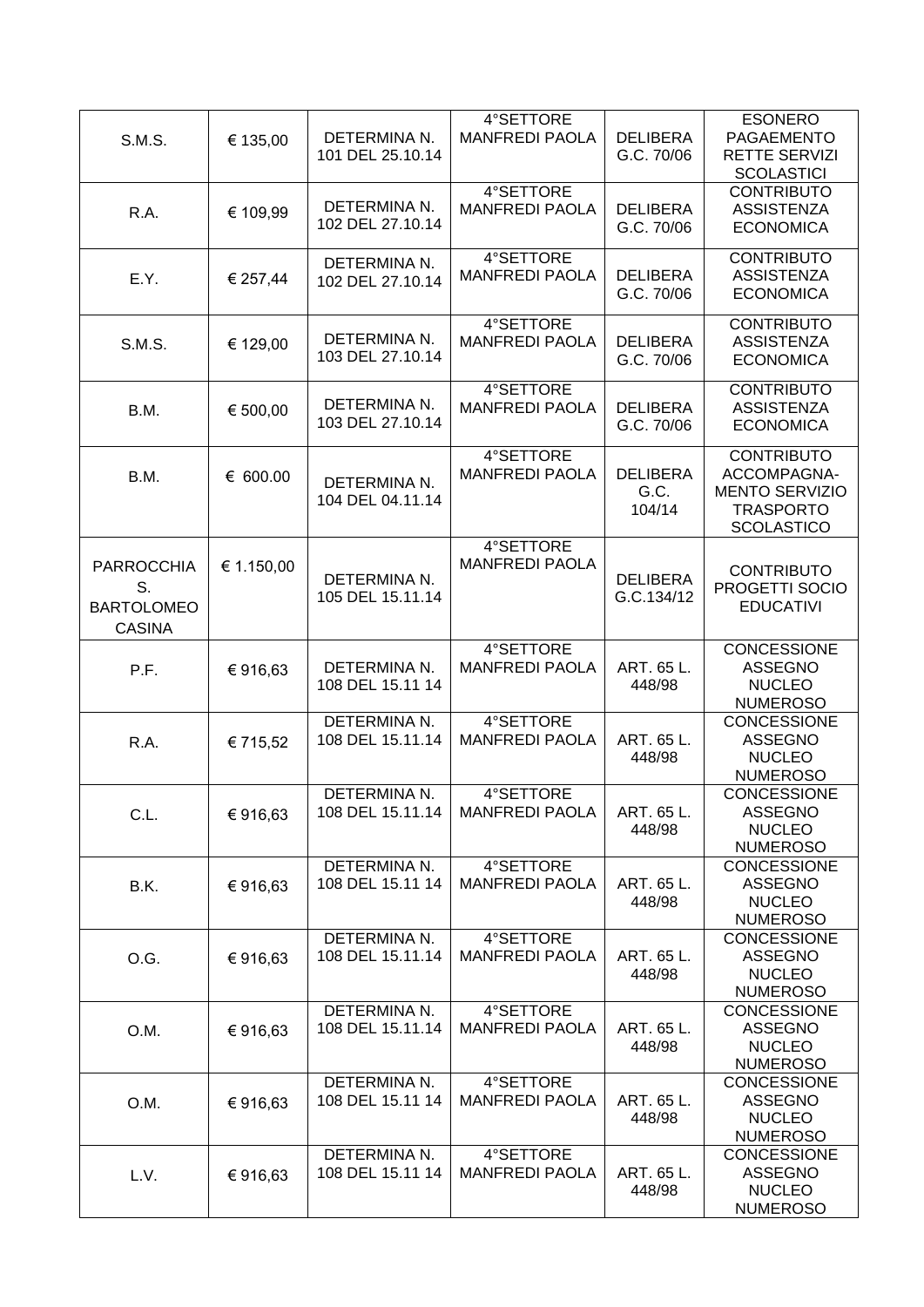| S.M.S. | € 135,00 | DETERMINA N. 101 DEL 25.10.14 | 4°SETTORE MANFREDI PAOLA | DELIBERA G.C. 70/06 | ESONERO PAGAEMENTO RETTE SERVIZI SCOLASTICI |
|---|---|---|---|---|---|
| R.A. | € 109,99 | DETERMINA N. 102 DEL 27.10.14 | 4°SETTORE MANFREDI PAOLA | DELIBERA G.C. 70/06 | CONTRIBUTO ASSISTENZA ECONOMICA |
| E.Y. | € 257,44 | DETERMINA N. 102 DEL 27.10.14 | 4°SETTORE MANFREDI PAOLA | DELIBERA G.C. 70/06 | CONTRIBUTO ASSISTENZA ECONOMICA |
| S.M.S. | € 129,00 | DETERMINA N. 103 DEL 27.10.14 | 4°SETTORE MANFREDI PAOLA | DELIBERA G.C. 70/06 | CONTRIBUTO ASSISTENZA ECONOMICA |
| B.M. | € 500,00 | DETERMINA N. 103 DEL 27.10.14 | 4°SETTORE MANFREDI PAOLA | DELIBERA G.C. 70/06 | CONTRIBUTO ASSISTENZA ECONOMICA |
| B.M. | € 600.00 | DETERMINA N. 104 DEL 04.11.14 | 4°SETTORE MANFREDI PAOLA | DELIBERA G.C. 104/14 | CONTRIBUTO ACCOMPAGNA-MENTO SERVIZIO TRASPORTO SCOLASTICO |
| PARROCCHIA S. BARTOLOMEO CASINA | € 1.150,00 | DETERMINA N. 105 DEL 15.11.14 | 4°SETTORE MANFREDI PAOLA | DELIBERA G.C.134/12 | CONTRIBUTO PROGETTI SOCIO EDUCATIVI |
| P.F. | € 916,63 | DETERMINA N. 108 DEL 15.11 14 | 4°SETTORE MANFREDI PAOLA | ART. 65 L. 448/98 | CONCESSIONE ASSEGNO NUCLEO NUMEROSO |
| R.A. | € 715,52 | DETERMINA N. 108 DEL 15.11.14 | 4°SETTORE MANFREDI PAOLA | ART. 65 L. 448/98 | CONCESSIONE ASSEGNO NUCLEO NUMEROSO |
| C.L. | € 916,63 | DETERMINA N. 108 DEL 15.11.14 | 4°SETTORE MANFREDI PAOLA | ART. 65 L. 448/98 | CONCESSIONE ASSEGNO NUCLEO NUMEROSO |
| B.K. | € 916,63 | DETERMINA N. 108 DEL 15.11 14 | 4°SETTORE MANFREDI PAOLA | ART. 65 L. 448/98 | CONCESSIONE ASSEGNO NUCLEO NUMEROSO |
| O.G. | € 916,63 | DETERMINA N. 108 DEL 15.11.14 | 4°SETTORE MANFREDI PAOLA | ART. 65 L. 448/98 | CONCESSIONE ASSEGNO NUCLEO NUMEROSO |
| O.M. | € 916,63 | DETERMINA N. 108 DEL 15.11.14 | 4°SETTORE MANFREDI PAOLA | ART. 65 L. 448/98 | CONCESSIONE ASSEGNO NUCLEO NUMEROSO |
| O.M. | € 916,63 | DETERMINA N. 108 DEL 15.11 14 | 4°SETTORE MANFREDI PAOLA | ART. 65 L. 448/98 | CONCESSIONE ASSEGNO NUCLEO NUMEROSO |
| L.V. | € 916,63 | DETERMINA N. 108 DEL 15.11 14 | 4°SETTORE MANFREDI PAOLA | ART. 65 L. 448/98 | CONCESSIONE ASSEGNO NUCLEO NUMEROSO |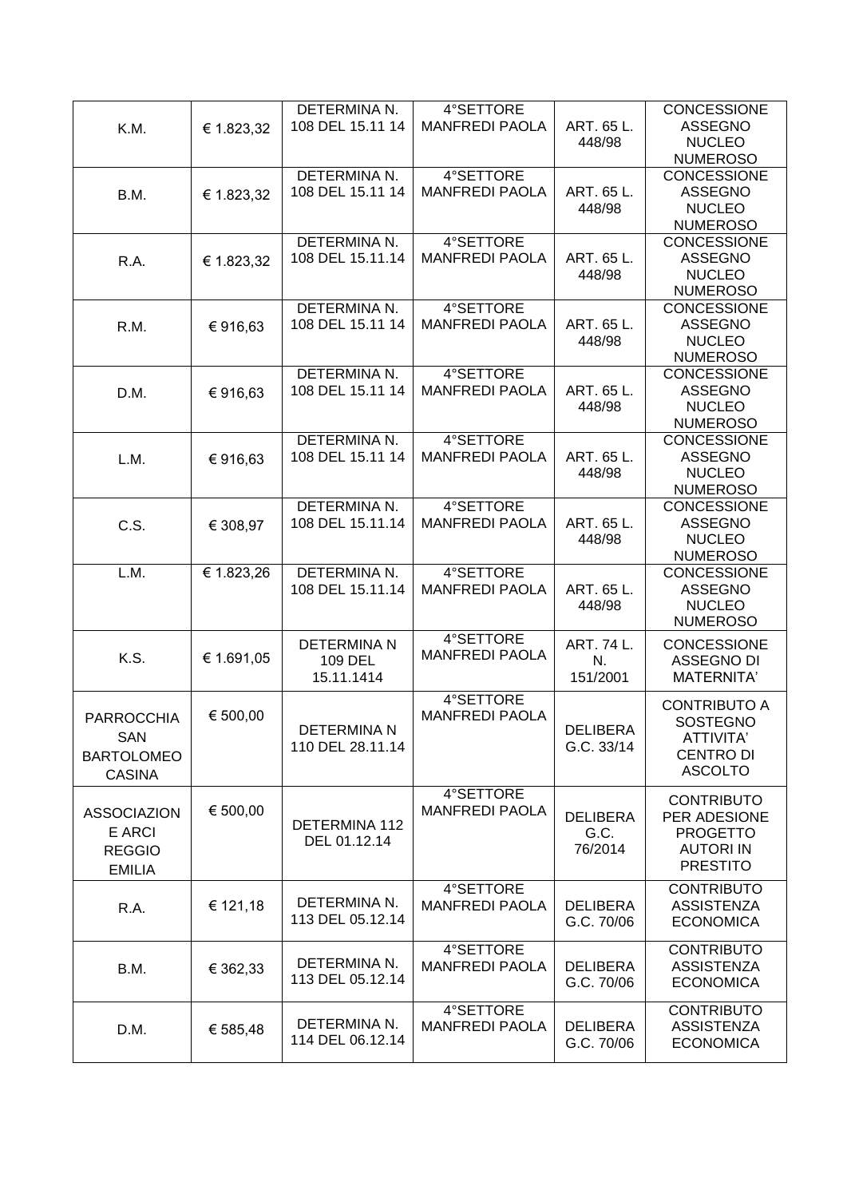| | | | | | |
|---|---|---|---|---|---|
| K.M. | € 1.823,32 | DETERMINA N. 108 DEL 15.11 14 | 4°SETTORE MANFREDI PAOLA | ART. 65 L. 448/98 | CONCESSIONE ASSEGNO NUCLEO NUMEROSO |
| B.M. | € 1.823,32 | DETERMINA N. 108 DEL 15.11 14 | 4°SETTORE MANFREDI PAOLA | ART. 65 L. 448/98 | CONCESSIONE ASSEGNO NUCLEO NUMEROSO |
| R.A. | € 1.823,32 | DETERMINA N. 108 DEL 15.11.14 | 4°SETTORE MANFREDI PAOLA | ART. 65 L. 448/98 | CONCESSIONE ASSEGNO NUCLEO NUMEROSO |
| R.M. | € 916,63 | DETERMINA N. 108 DEL 15.11 14 | 4°SETTORE MANFREDI PAOLA | ART. 65 L. 448/98 | CONCESSIONE ASSEGNO NUCLEO NUMEROSO |
| D.M. | € 916,63 | DETERMINA N. 108 DEL 15.11 14 | 4°SETTORE MANFREDI PAOLA | ART. 65 L. 448/98 | CONCESSIONE ASSEGNO NUCLEO NUMEROSO |
| L.M. | € 916,63 | DETERMINA N. 108 DEL 15.11 14 | 4°SETTORE MANFREDI PAOLA | ART. 65 L. 448/98 | CONCESSIONE ASSEGNO NUCLEO NUMEROSO |
| C.S. | € 308,97 | DETERMINA N. 108 DEL 15.11.14 | 4°SETTORE MANFREDI PAOLA | ART. 65 L. 448/98 | CONCESSIONE ASSEGNO NUCLEO NUMEROSO |
| L.M. | € 1.823,26 | DETERMINA N. 108 DEL 15.11.14 | 4°SETTORE MANFREDI PAOLA | ART. 65 L. 448/98 | CONCESSIONE ASSEGNO NUCLEO NUMEROSO |
| K.S. | € 1.691,05 | DETERMINA N 109 DEL 15.11.1414 | 4°SETTORE MANFREDI PAOLA | ART. 74 L. N. 151/2001 | CONCESSIONE ASSEGNO DI MATERNITA' |
| PARROCCHIA SAN BARTOLOMEO CASINA | € 500,00 | DETERMINA N 110 DEL 28.11.14 | 4°SETTORE MANFREDI PAOLA | DELIBERA G.C. 33/14 | CONTRIBUTO A SOSTEGNO ATTIVITA' CENTRO DI ASCOLTO |
| ASSOCIAZIONE ARCI REGGIO EMILIA | € 500,00 | DETERMINA 112 DEL 01.12.14 | 4°SETTORE MANFREDI PAOLA | DELIBERA G.C. 76/2014 | CONTRIBUTO PER ADESIONE PROGETTO AUTORI IN PRESTITO |
| R.A. | € 121,18 | DETERMINA N. 113 DEL 05.12.14 | 4°SETTORE MANFREDI PAOLA | DELIBERA G.C. 70/06 | CONTRIBUTO ASSISTENZA ECONOMICA |
| B.M. | € 362,33 | DETERMINA N. 113 DEL 05.12.14 | 4°SETTORE MANFREDI PAOLA | DELIBERA G.C. 70/06 | CONTRIBUTO ASSISTENZA ECONOMICA |
| D.M. | € 585,48 | DETERMINA N. 114 DEL 06.12.14 | 4°SETTORE MANFREDI PAOLA | DELIBERA G.C. 70/06 | CONTRIBUTO ASSISTENZA ECONOMICA |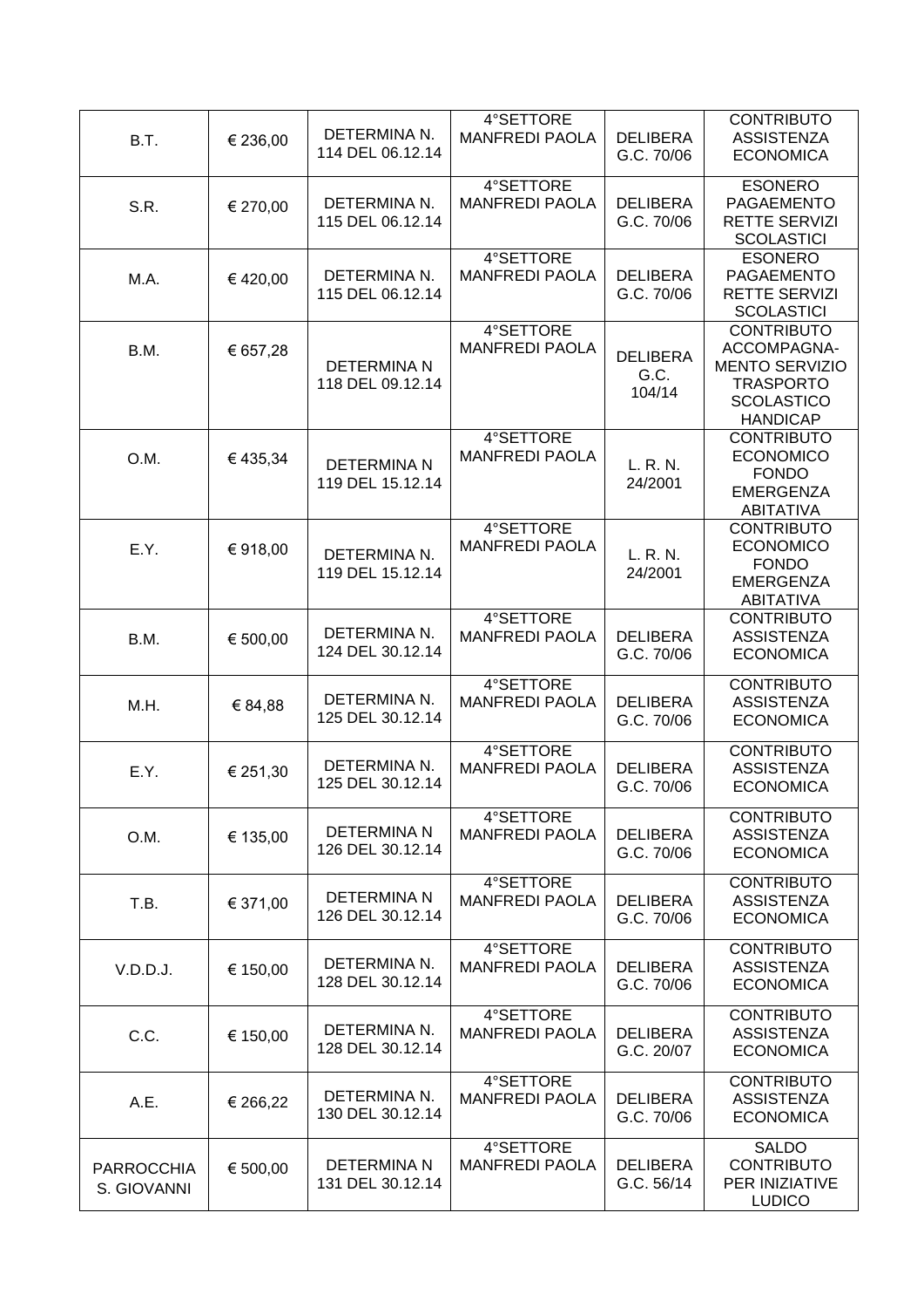| | | | | | |
|---|---|---|---|---|---|
| B.T. | € 236,00 | DETERMINA N. 114 DEL 06.12.14 | 4°SETTORE MANFREDI PAOLA | DELIBERA G.C. 70/06 | CONTRIBUTO ASSISTENZA ECONOMICA |
| S.R. | € 270,00 | DETERMINA N. 115 DEL 06.12.14 | 4°SETTORE MANFREDI PAOLA | DELIBERA G.C. 70/06 | ESONERO PAGAEMENTO RETTE SERVIZI SCOLASTICI |
| M.A. | € 420,00 | DETERMINA N. 115 DEL 06.12.14 | 4°SETTORE MANFREDI PAOLA | DELIBERA G.C. 70/06 | ESONERO PAGAEMENTO RETTE SERVIZI SCOLASTICI |
| B.M. | € 657,28 | DETERMINA N 118 DEL 09.12.14 | 4°SETTORE MANFREDI PAOLA | DELIBERA G.C. 104/14 | CONTRIBUTO ACCOMPAGNA-MENTO SERVIZIO TRASPORTO SCOLASTICO HANDICAP |
| O.M. | € 435,34 | DETERMINA N 119 DEL 15.12.14 | 4°SETTORE MANFREDI PAOLA | L. R. N. 24/2001 | CONTRIBUTO ECONOMICO FONDO EMERGENZA ABITATIVA |
| E.Y. | € 918,00 | DETERMINA N. 119 DEL 15.12.14 | 4°SETTORE MANFREDI PAOLA | L. R. N. 24/2001 | CONTRIBUTO ECONOMICO FONDO EMERGENZA ABITATIVA |
| B.M. | € 500,00 | DETERMINA N. 124 DEL 30.12.14 | 4°SETTORE MANFREDI PAOLA | DELIBERA G.C. 70/06 | CONTRIBUTO ASSISTENZA ECONOMICA |
| M.H. | € 84,88 | DETERMINA N. 125 DEL 30.12.14 | 4°SETTORE MANFREDI PAOLA | DELIBERA G.C. 70/06 | CONTRIBUTO ASSISTENZA ECONOMICA |
| E.Y. | € 251,30 | DETERMINA N. 125 DEL 30.12.14 | 4°SETTORE MANFREDI PAOLA | DELIBERA G.C. 70/06 | CONTRIBUTO ASSISTENZA ECONOMICA |
| O.M. | € 135,00 | DETERMINA N 126 DEL 30.12.14 | 4°SETTORE MANFREDI PAOLA | DELIBERA G.C. 70/06 | CONTRIBUTO ASSISTENZA ECONOMICA |
| T.B. | € 371,00 | DETERMINA N 126 DEL 30.12.14 | 4°SETTORE MANFREDI PAOLA | DELIBERA G.C. 70/06 | CONTRIBUTO ASSISTENZA ECONOMICA |
| V.D.D.J. | € 150,00 | DETERMINA N. 128 DEL 30.12.14 | 4°SETTORE MANFREDI PAOLA | DELIBERA G.C. 70/06 | CONTRIBUTO ASSISTENZA ECONOMICA |
| C.C. | € 150,00 | DETERMINA N. 128 DEL 30.12.14 | 4°SETTORE MANFREDI PAOLA | DELIBERA G.C. 20/07 | CONTRIBUTO ASSISTENZA ECONOMICA |
| A.E. | € 266,22 | DETERMINA N. 130 DEL 30.12.14 | 4°SETTORE MANFREDI PAOLA | DELIBERA G.C. 70/06 | CONTRIBUTO ASSISTENZA ECONOMICA |
| PARROCCHIA S. GIOVANNI | € 500,00 | DETERMINA N 131 DEL 30.12.14 | 4°SETTORE MANFREDI PAOLA | DELIBERA G.C. 56/14 | SALDO CONTRIBUTO PER INIZIATIVE LUDICO |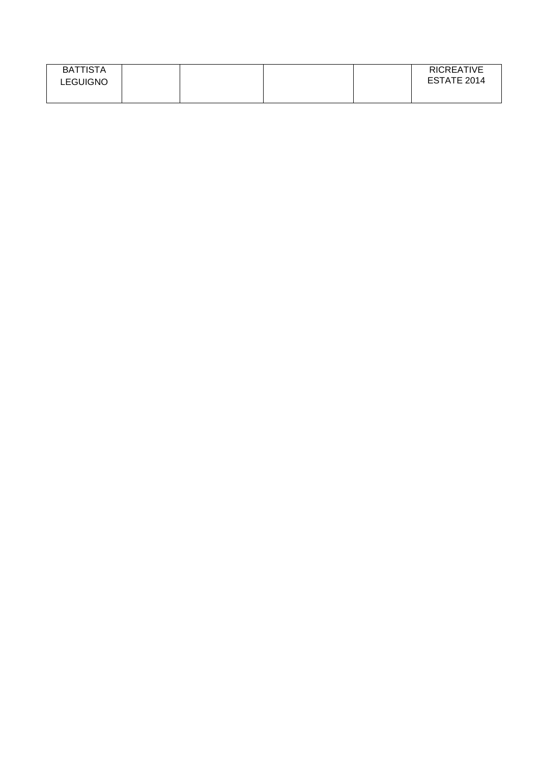| | | | | | |
|---|---|---|---|---|---|
| BATTISTA LEGUIGNO | | | | | RICREATIVE ESTATE 2014 |